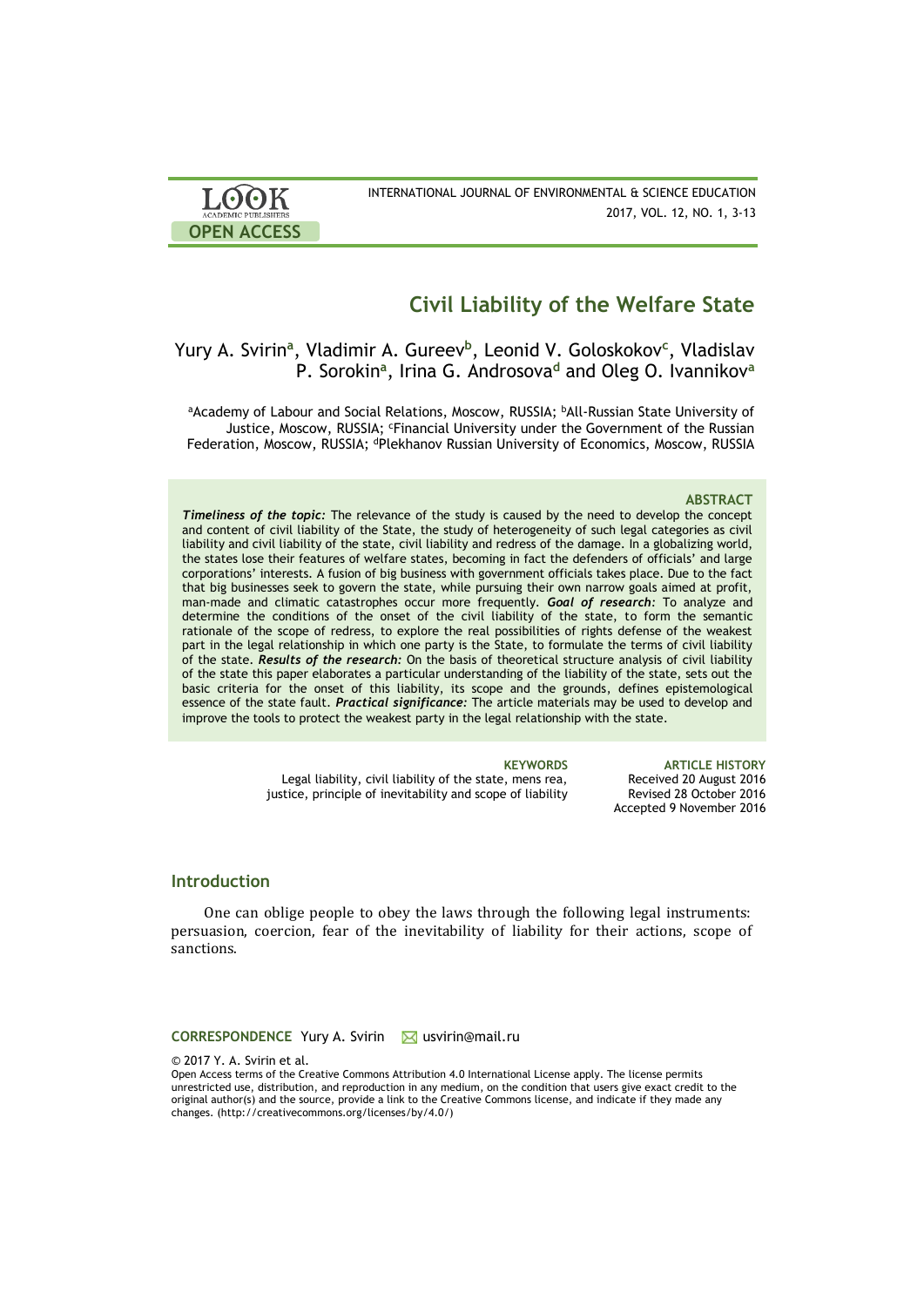# Civil Liability of the Welfare State

Yury A. Svirin[a], Vladimir A. Gureev[b], Leonid V. Goloskokov[c], Vladislav P. Sorokin[a], Irina G. Androsova[d] and Oleg O. Ivannikov[a]

[a]Academy of Labour and Social Relations, Moscow, RUSSIA; [b]All-Russian State University of Justice, Moscow, RUSSIA; [c]Financial University under the Government of the Russian Federation, Moscow, RUSSIA; [d]Plekhanov Russian University of Economics, Moscow, RUSSIA

### ABSTRACT

***Timeliness of the topic:*** The relevance of the study is caused by the need to develop the concept and content of civil liability of the State, the study of heterogeneity of such legal categories as civil liability and civil liability of the state, civil liability and redress of the damage. In a globalizing world, the states lose their features of welfare states, becoming in fact the defenders of officials' and large corporations' interests. A fusion of big business with government officials takes place. Due to the fact that big businesses seek to govern the state, while pursuing their own narrow goals aimed at profit, man-made and climatic catastrophes occur more frequently. ***Goal of research:*** To analyze and determine the conditions of the onset of the civil liability of the state, to form the semantic rationale of the scope of redress, to explore the real possibilities of rights defense of the weakest part in the legal relationship in which one party is the State, to formulate the terms of civil liability of the state. ***Results of the research:*** On the basis of theoretical structure analysis of civil liability of the state this paper elaborates a particular understanding of the liability of the state, sets out the basic criteria for the onset of this liability, its scope and the grounds, defines epistemological essence of the state fault. ***Practical significance:*** The article materials may be used to develop and improve the tools to protect the weakest party in the legal relationship with the state.

**KEYWORDS**
Legal liability, civil liability of the state, mens rea, justice, principle of inevitability and scope of liability

**ARTICLE HISTORY**
Received 20 August 2016
Revised 28 October 2016
Accepted 9 November 2016

## Introduction

One can oblige people to obey the laws through the following legal instruments: persuasion, coercion, fear of the inevitability of liability for their actions, scope of sanctions.

**CORRESPONDENCE** Yury A. Svirin usvirin@mail.ru

© 2017 Y. A. Svirin et al.
Open Access terms of the Creative Commons Attribution 4.0 International License apply. The license permits unrestricted use, distribution, and reproduction in any medium, on the condition that users give exact credit to the original author(s) and the source, provide a link to the Creative Commons license, and indicate if they made any changes. (http://creativecommons.org/licenses/by/4.0/)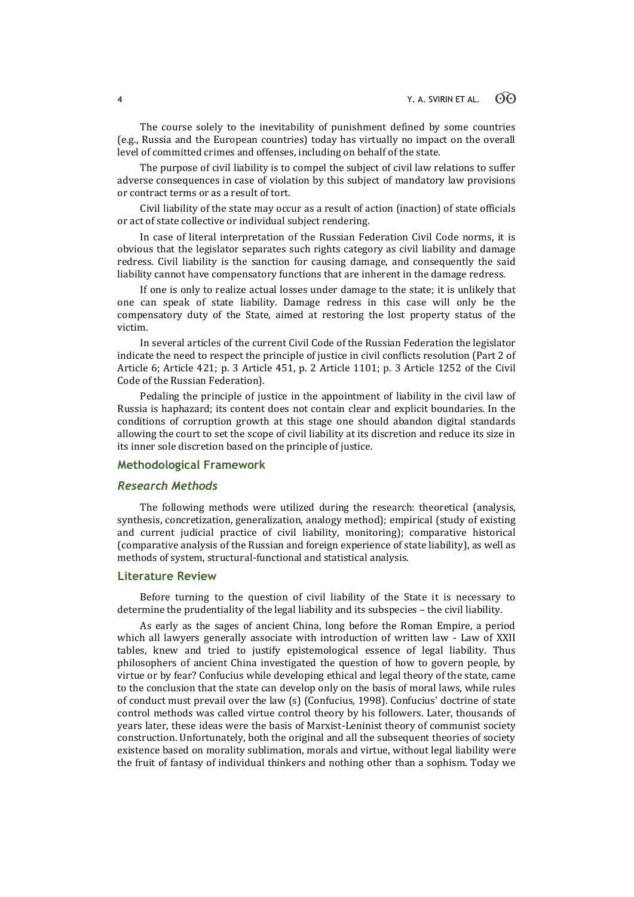The course solely to the inevitability of punishment defined by some countries (e.g., Russia and the European countries) today has virtually no impact on the overall level of committed crimes and offenses, including on behalf of the state.

The purpose of civil liability is to compel the subject of civil law relations to suffer adverse consequences in case of violation by this subject of mandatory law provisions or contract terms or as a result of tort.

Civil liability of the state may occur as a result of action (inaction) of state officials or act of state collective or individual subject rendering.

In case of literal interpretation of the Russian Federation Civil Code norms, it is obvious that the legislator separates such rights category as civil liability and damage redress. Civil liability is the sanction for causing damage, and consequently the said liability cannot have compensatory functions that are inherent in the damage redress.

If one is only to realize actual losses under damage to the state; it is unlikely that one can speak of state liability. Damage redress in this case will only be the compensatory duty of the State, aimed at restoring the lost property status of the victim.

In several articles of the current Civil Code of the Russian Federation the legislator indicate the need to respect the principle of justice in civil conflicts resolution (Part 2 of Article 6; Article 421; p. 3 Article 451, p. 2 Article 1101; p. 3 Article 1252 of the Civil Code of the Russian Federation).

Pedaling the principle of justice in the appointment of liability in the civil law of Russia is haphazard; its content does not contain clear and explicit boundaries. In the conditions of corruption growth at this stage one should abandon digital standards allowing the court to set the scope of civil liability at its discretion and reduce its size in its inner sole discretion based on the principle of justice.

## Methodological Framework

### *Research Methods*

The following methods were utilized during the research: theoretical (analysis, synthesis, concretization, generalization, analogy method); empirical (study of existing and current judicial practice of civil liability, monitoring); comparative historical (comparative analysis of the Russian and foreign experience of state liability), as well as methods of system, structural-functional and statistical analysis.

## Literature Review

Before turning to the question of civil liability of the State it is necessary to determine the prudentiality of the legal liability and its subspecies – the civil liability.

As early as the sages of ancient China, long before the Roman Empire, a period which all lawyers generally associate with introduction of written law - Law of XXII tables, knew and tried to justify epistemological essence of legal liability. Thus philosophers of ancient China investigated the question of how to govern people, by virtue or by fear? Confucius while developing ethical and legal theory of the state, came to the conclusion that the state can develop only on the basis of moral laws, while rules of conduct must prevail over the law (s) (Confucius, 1998). Confucius' doctrine of state control methods was called virtue control theory by his followers. Later, thousands of years later, these ideas were the basis of Marxist-Leninist theory of communist society construction. Unfortunately, both the original and all the subsequent theories of society existence based on morality sublimation, morals and virtue, without legal liability were the fruit of fantasy of individual thinkers and nothing other than a sophism. Today we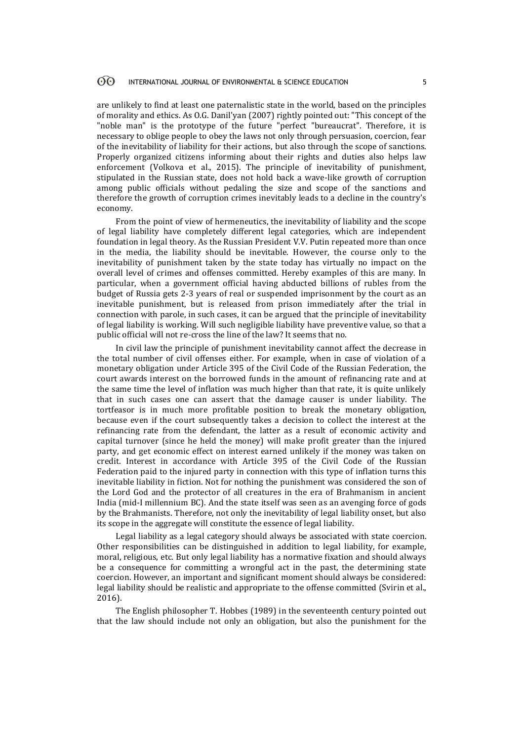are unlikely to find at least one paternalistic state in the world, based on the principles of morality and ethics. As O.G. Danil'yan (2007) rightly pointed out: "This concept of the "noble man" is the prototype of the future "perfect "bureaucrat". Therefore, it is necessary to oblige people to obey the laws not only through persuasion, coercion, fear of the inevitability of liability for their actions, but also through the scope of sanctions. Properly organized citizens informing about their rights and duties also helps law enforcement (Volkova et al., 2015). The principle of inevitability of punishment, stipulated in the Russian state, does not hold back a wave-like growth of corruption among public officials without pedaling the size and scope of the sanctions and therefore the growth of corruption crimes inevitably leads to a decline in the country's economy.

From the point of view of hermeneutics, the inevitability of liability and the scope of legal liability have completely different legal categories, which are independent foundation in legal theory. As the Russian President V.V. Putin repeated more than once in the media, the liability should be inevitable. However, the course only to the inevitability of punishment taken by the state today has virtually no impact on the overall level of crimes and offenses committed. Hereby examples of this are many. In particular, when a government official having abducted billions of rubles from the budget of Russia gets 2-3 years of real or suspended imprisonment by the court as an inevitable punishment, but is released from prison immediately after the trial in connection with parole, in such cases, it can be argued that the principle of inevitability of legal liability is working. Will such negligible liability have preventive value, so that a public official will not re-cross the line of the law? It seems that no.

In civil law the principle of punishment inevitability cannot affect the decrease in the total number of civil offenses either. For example, when in case of violation of a monetary obligation under Article 395 of the Civil Code of the Russian Federation, the court awards interest on the borrowed funds in the amount of refinancing rate and at the same time the level of inflation was much higher than that rate, it is quite unlikely that in such cases one can assert that the damage causer is under liability. The tortfeasor is in much more profitable position to break the monetary obligation, because even if the court subsequently takes a decision to collect the interest at the refinancing rate from the defendant, the latter as a result of economic activity and capital turnover (since he held the money) will make profit greater than the injured party, and get economic effect on interest earned unlikely if the money was taken on credit. Interest in accordance with Article 395 of the Civil Code of the Russian Federation paid to the injured party in connection with this type of inflation turns this inevitable liability in fiction. Not for nothing the punishment was considered the son of the Lord God and the protector of all creatures in the era of Brahmanism in ancient India (mid-I millennium BC). And the state itself was seen as an avenging force of gods by the Brahmanists. Therefore, not only the inevitability of legal liability onset, but also its scope in the aggregate will constitute the essence of legal liability.

Legal liability as a legal category should always be associated with state coercion. Other responsibilities can be distinguished in addition to legal liability, for example, moral, religious, etc. But only legal liability has a normative fixation and should always be a consequence for committing a wrongful act in the past, the determining state coercion. However, an important and significant moment should always be considered: legal liability should be realistic and appropriate to the offense committed (Svirin et al., 2016).

The English philosopher T. Hobbes (1989) in the seventeenth century pointed out that the law should include not only an obligation, but also the punishment for the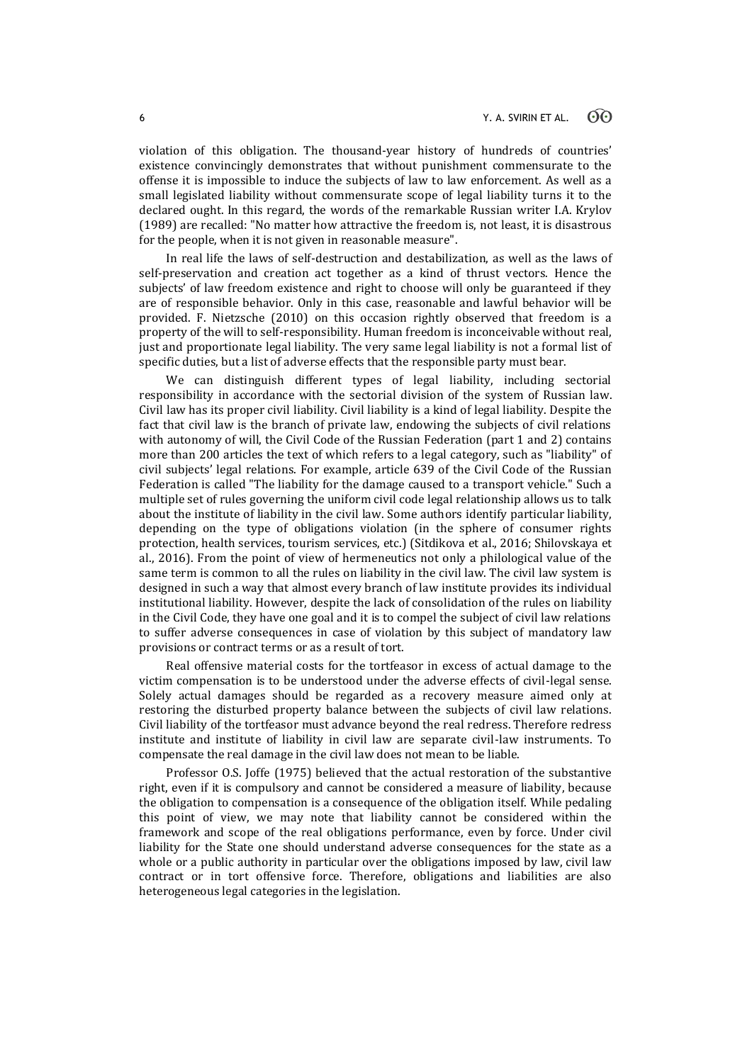violation of this obligation. The thousand-year history of hundreds of countries' existence convincingly demonstrates that without punishment commensurate to the offense it is impossible to induce the subjects of law to law enforcement. As well as a small legislated liability without commensurate scope of legal liability turns it to the declared ought. In this regard, the words of the remarkable Russian writer I.A. Krylov (1989) are recalled: "No matter how attractive the freedom is, not least, it is disastrous for the people, when it is not given in reasonable measure".

In real life the laws of self-destruction and destabilization, as well as the laws of self-preservation and creation act together as a kind of thrust vectors. Hence the subjects' of law freedom existence and right to choose will only be guaranteed if they are of responsible behavior. Only in this case, reasonable and lawful behavior will be provided. F. Nietzsche (2010) on this occasion rightly observed that freedom is a property of the will to self-responsibility. Human freedom is inconceivable without real, just and proportionate legal liability. The very same legal liability is not a formal list of specific duties, but a list of adverse effects that the responsible party must bear.

We can distinguish different types of legal liability, including sectorial responsibility in accordance with the sectorial division of the system of Russian law. Civil law has its proper civil liability. Civil liability is a kind of legal liability. Despite the fact that civil law is the branch of private law, endowing the subjects of civil relations with autonomy of will, the Civil Code of the Russian Federation (part 1 and 2) contains more than 200 articles the text of which refers to a legal category, such as "liability" of civil subjects' legal relations. For example, article 639 of the Civil Code of the Russian Federation is called "The liability for the damage caused to a transport vehicle." Such a multiple set of rules governing the uniform civil code legal relationship allows us to talk about the institute of liability in the civil law. Some authors identify particular liability, depending on the type of obligations violation (in the sphere of consumer rights protection, health services, tourism services, etc.) (Sitdikova et al., 2016; Shilovskaya et al., 2016). From the point of view of hermeneutics not only a philological value of the same term is common to all the rules on liability in the civil law. The civil law system is designed in such a way that almost every branch of law institute provides its individual institutional liability. However, despite the lack of consolidation of the rules on liability in the Civil Code, they have one goal and it is to compel the subject of civil law relations to suffer adverse consequences in case of violation by this subject of mandatory law provisions or contract terms or as a result of tort.

Real offensive material costs for the tortfeasor in excess of actual damage to the victim compensation is to be understood under the adverse effects of civil-legal sense. Solely actual damages should be regarded as a recovery measure aimed only at restoring the disturbed property balance between the subjects of civil law relations. Civil liability of the tortfeasor must advance beyond the real redress. Therefore redress institute and institute of liability in civil law are separate civil-law instruments. To compensate the real damage in the civil law does not mean to be liable.

Professor O.S. Joffe (1975) believed that the actual restoration of the substantive right, even if it is compulsory and cannot be considered a measure of liability, because the obligation to compensation is a consequence of the obligation itself. While pedaling this point of view, we may note that liability cannot be considered within the framework and scope of the real obligations performance, even by force. Under civil liability for the State one should understand adverse consequences for the state as a whole or a public authority in particular over the obligations imposed by law, civil law contract or in tort offensive force. Therefore, obligations and liabilities are also heterogeneous legal categories in the legislation.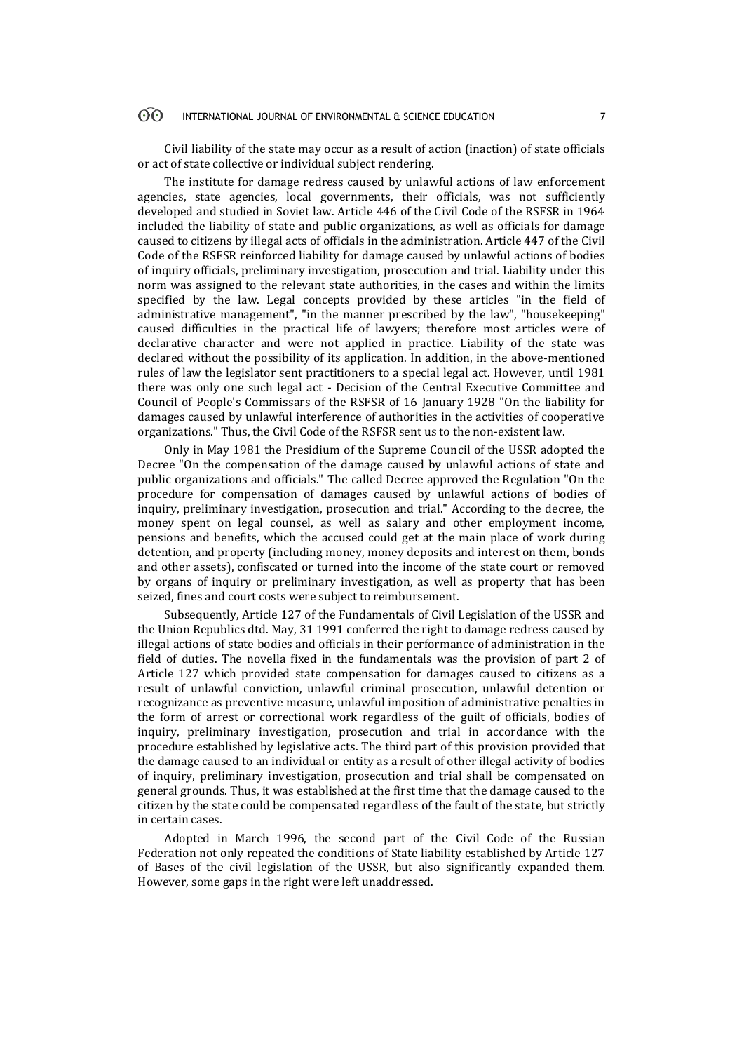Civil liability of the state may occur as a result of action (inaction) of state officials or act of state collective or individual subject rendering.

The institute for damage redress caused by unlawful actions of law enforcement agencies, state agencies, local governments, their officials, was not sufficiently developed and studied in Soviet law. Article 446 of the Civil Code of the RSFSR in 1964 included the liability of state and public organizations, as well as officials for damage caused to citizens by illegal acts of officials in the administration. Article 447 of the Civil Code of the RSFSR reinforced liability for damage caused by unlawful actions of bodies of inquiry officials, preliminary investigation, prosecution and trial. Liability under this norm was assigned to the relevant state authorities, in the cases and within the limits specified by the law. Legal concepts provided by these articles "in the field of administrative management", "in the manner prescribed by the law", "housekeeping" caused difficulties in the practical life of lawyers; therefore most articles were of declarative character and were not applied in practice. Liability of the state was declared without the possibility of its application. In addition, in the above-mentioned rules of law the legislator sent practitioners to a special legal act. However, until 1981 there was only one such legal act - Decision of the Central Executive Committee and Council of People's Commissars of the RSFSR of 16 January 1928 "On the liability for damages caused by unlawful interference of authorities in the activities of cooperative organizations." Thus, the Civil Code of the RSFSR sent us to the non-existent law.

Only in May 1981 the Presidium of the Supreme Council of the USSR adopted the Decree "On the compensation of the damage caused by unlawful actions of state and public organizations and officials." The called Decree approved the Regulation "On the procedure for compensation of damages caused by unlawful actions of bodies of inquiry, preliminary investigation, prosecution and trial." According to the decree, the money spent on legal counsel, as well as salary and other employment income, pensions and benefits, which the accused could get at the main place of work during detention, and property (including money, money deposits and interest on them, bonds and other assets), confiscated or turned into the income of the state court or removed by organs of inquiry or preliminary investigation, as well as property that has been seized, fines and court costs were subject to reimbursement.

Subsequently, Article 127 of the Fundamentals of Civil Legislation of the USSR and the Union Republics dtd. May, 31 1991 conferred the right to damage redress caused by illegal actions of state bodies and officials in their performance of administration in the field of duties. The novella fixed in the fundamentals was the provision of part 2 of Article 127 which provided state compensation for damages caused to citizens as a result of unlawful conviction, unlawful criminal prosecution, unlawful detention or recognizance as preventive measure, unlawful imposition of administrative penalties in the form of arrest or correctional work regardless of the guilt of officials, bodies of inquiry, preliminary investigation, prosecution and trial in accordance with the procedure established by legislative acts. The third part of this provision provided that the damage caused to an individual or entity as a result of other illegal activity of bodies of inquiry, preliminary investigation, prosecution and trial shall be compensated on general grounds. Thus, it was established at the first time that the damage caused to the citizen by the state could be compensated regardless of the fault of the state, but strictly in certain cases.

Adopted in March 1996, the second part of the Civil Code of the Russian Federation not only repeated the conditions of State liability established by Article 127 of Bases of the civil legislation of the USSR, but also significantly expanded them. However, some gaps in the right were left unaddressed.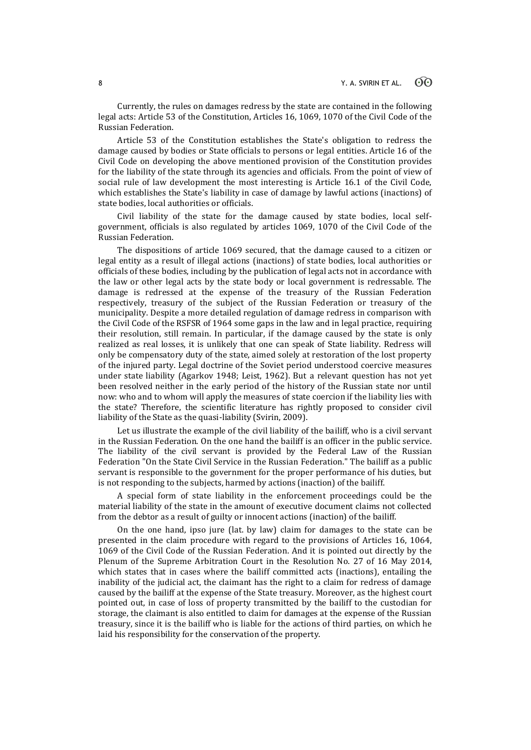Currently, the rules on damages redress by the state are contained in the following legal acts: Article 53 of the Constitution, Articles 16, 1069, 1070 of the Civil Code of the Russian Federation.

Article 53 of the Constitution establishes the State's obligation to redress the damage caused by bodies or State officials to persons or legal entities. Article 16 of the Civil Code on developing the above mentioned provision of the Constitution provides for the liability of the state through its agencies and officials. From the point of view of social rule of law development the most interesting is Article 16.1 of the Civil Code, which establishes the State's liability in case of damage by lawful actions (inactions) of state bodies, local authorities or officials.

Civil liability of the state for the damage caused by state bodies, local self-government, officials is also regulated by articles 1069, 1070 of the Civil Code of the Russian Federation.

The dispositions of article 1069 secured, that the damage caused to a citizen or legal entity as a result of illegal actions (inactions) of state bodies, local authorities or officials of these bodies, including by the publication of legal acts not in accordance with the law or other legal acts by the state body or local government is redressable. The damage is redressed at the expense of the treasury of the Russian Federation respectively, treasury of the subject of the Russian Federation or treasury of the municipality. Despite a more detailed regulation of damage redress in comparison with the Civil Code of the RSFSR of 1964 some gaps in the law and in legal practice, requiring their resolution, still remain. In particular, if the damage caused by the state is only realized as real losses, it is unlikely that one can speak of State liability. Redress will only be compensatory duty of the state, aimed solely at restoration of the lost property of the injured party. Legal doctrine of the Soviet period understood coercive measures under state liability (Agarkov 1948; Leist, 1962). But a relevant question has not yet been resolved neither in the early period of the history of the Russian state nor until now: who and to whom will apply the measures of state coercion if the liability lies with the state? Therefore, the scientific literature has rightly proposed to consider civil liability of the State as the quasi-liability (Svirin, 2009).

Let us illustrate the example of the civil liability of the bailiff, who is a civil servant in the Russian Federation. On the one hand the bailiff is an officer in the public service. The liability of the civil servant is provided by the Federal Law of the Russian Federation "On the State Civil Service in the Russian Federation." The bailiff as a public servant is responsible to the government for the proper performance of his duties, but is not responding to the subjects, harmed by actions (inaction) of the bailiff.

A special form of state liability in the enforcement proceedings could be the material liability of the state in the amount of executive document claims not collected from the debtor as a result of guilty or innocent actions (inaction) of the bailiff.

On the one hand, ipso jure (lat. by law) claim for damages to the state can be presented in the claim procedure with regard to the provisions of Articles 16, 1064, 1069 of the Civil Code of the Russian Federation. And it is pointed out directly by the Plenum of the Supreme Arbitration Court in the Resolution No. 27 of 16 May 2014, which states that in cases where the bailiff committed acts (inactions), entailing the inability of the judicial act, the claimant has the right to a claim for redress of damage caused by the bailiff at the expense of the State treasury. Moreover, as the highest court pointed out, in case of loss of property transmitted by the bailiff to the custodian for storage, the claimant is also entitled to claim for damages at the expense of the Russian treasury, since it is the bailiff who is liable for the actions of third parties, on which he laid his responsibility for the conservation of the property.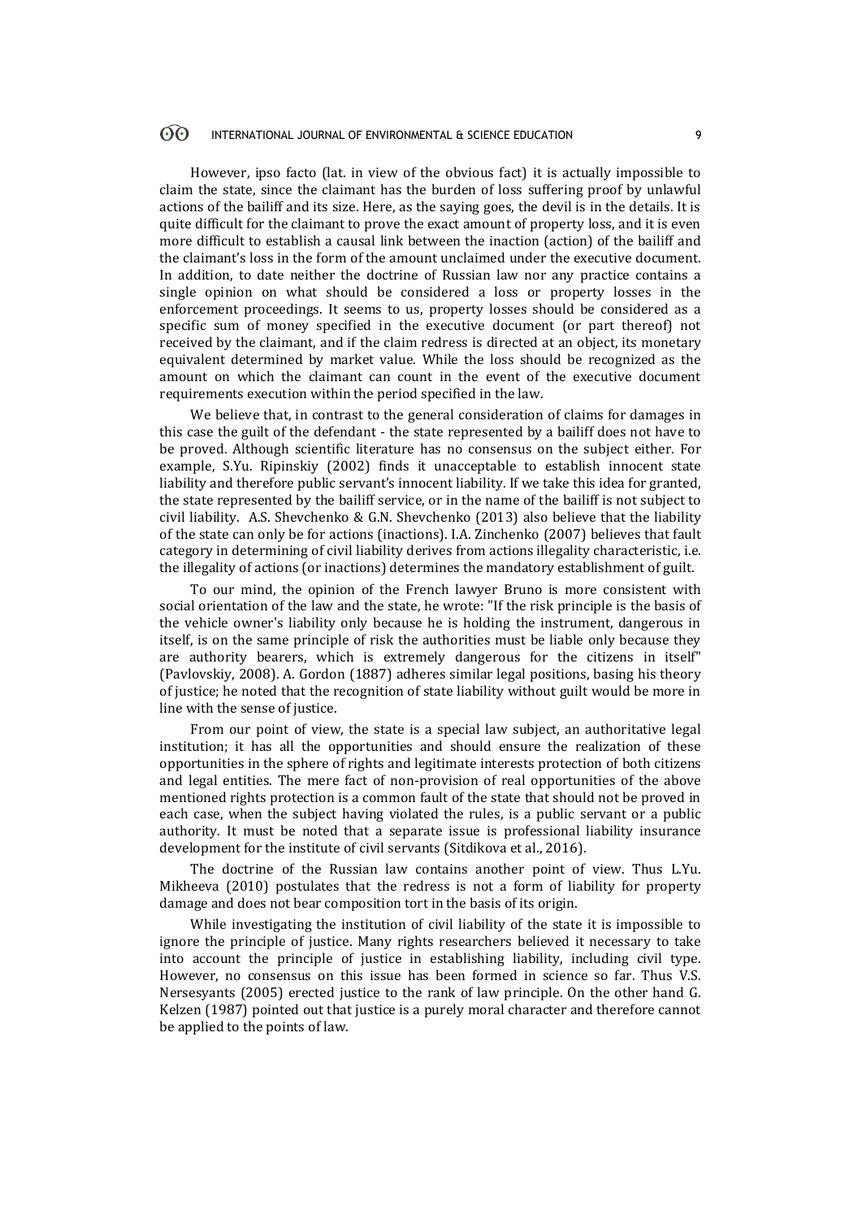However, ipso facto (lat. in view of the obvious fact) it is actually impossible to claim the state, since the claimant has the burden of loss suffering proof by unlawful actions of the bailiff and its size. Here, as the saying goes, the devil is in the details. It is quite difficult for the claimant to prove the exact amount of property loss, and it is even more difficult to establish a causal link between the inaction (action) of the bailiff and the claimant's loss in the form of the amount unclaimed under the executive document. In addition, to date neither the doctrine of Russian law nor any practice contains a single opinion on what should be considered a loss or property losses in the enforcement proceedings. It seems to us, property losses should be considered as a specific sum of money specified in the executive document (or part thereof) not received by the claimant, and if the claim redress is directed at an object, its monetary equivalent determined by market value. While the loss should be recognized as the amount on which the claimant can count in the event of the executive document requirements execution within the period specified in the law.

We believe that, in contrast to the general consideration of claims for damages in this case the guilt of the defendant - the state represented by a bailiff does not have to be proved. Although scientific literature has no consensus on the subject either. For example, S.Yu. Ripinskiy (2002) finds it unacceptable to establish innocent state liability and therefore public servant's innocent liability. If we take this idea for granted, the state represented by the bailiff service, or in the name of the bailiff is not subject to civil liability. A.S. Shevchenko & G.N. Shevchenko (2013) also believe that the liability of the state can only be for actions (inactions). I.A. Zinchenko (2007) believes that fault category in determining of civil liability derives from actions illegality characteristic, i.e. the illegality of actions (or inactions) determines the mandatory establishment of guilt.

To our mind, the opinion of the French lawyer Bruno is more consistent with social orientation of the law and the state, he wrote: "If the risk principle is the basis of the vehicle owner's liability only because he is holding the instrument, dangerous in itself, is on the same principle of risk the authorities must be liable only because they are authority bearers, which is extremely dangerous for the citizens in itself" (Pavlovskiy, 2008). A. Gordon (1887) adheres similar legal positions, basing his theory of justice; he noted that the recognition of state liability without guilt would be more in line with the sense of justice.

From our point of view, the state is a special law subject, an authoritative legal institution; it has all the opportunities and should ensure the realization of these opportunities in the sphere of rights and legitimate interests protection of both citizens and legal entities. The mere fact of non-provision of real opportunities of the above mentioned rights protection is a common fault of the state that should not be proved in each case, when the subject having violated the rules, is a public servant or a public authority. It must be noted that a separate issue is professional liability insurance development for the institute of civil servants (Sitdikova et al., 2016).

The doctrine of the Russian law contains another point of view. Thus L.Yu. Mikheeva (2010) postulates that the redress is not a form of liability for property damage and does not bear composition tort in the basis of its origin.

While investigating the institution of civil liability of the state it is impossible to ignore the principle of justice. Many rights researchers believed it necessary to take into account the principle of justice in establishing liability, including civil type. However, no consensus on this issue has been formed in science so far. Thus V.S. Nersesyants (2005) erected justice to the rank of law principle. On the other hand G. Kelzen (1987) pointed out that justice is a purely moral character and therefore cannot be applied to the points of law.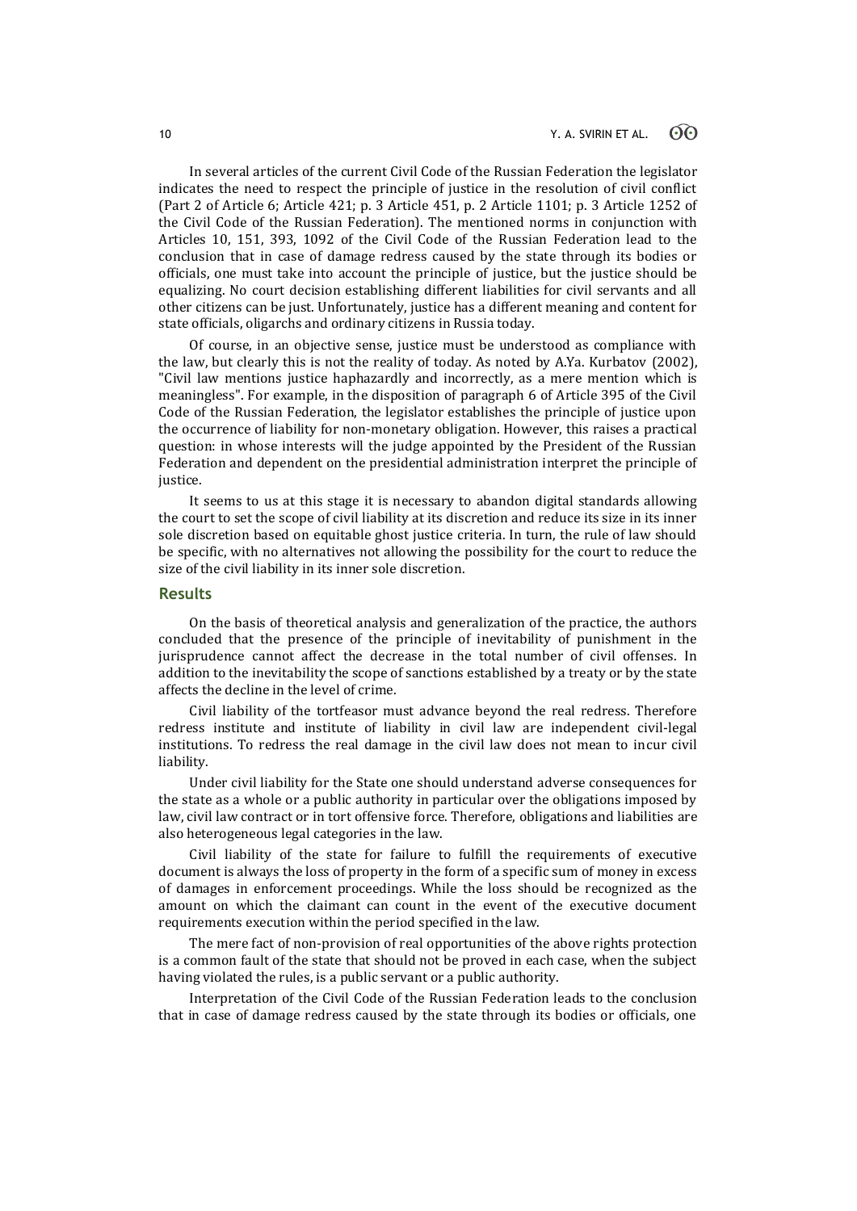In several articles of the current Civil Code of the Russian Federation the legislator indicates the need to respect the principle of justice in the resolution of civil conflict (Part 2 of Article 6; Article 421; p. 3 Article 451, p. 2 Article 1101; p. 3 Article 1252 of the Civil Code of the Russian Federation). The mentioned norms in conjunction with Articles 10, 151, 393, 1092 of the Civil Code of the Russian Federation lead to the conclusion that in case of damage redress caused by the state through its bodies or officials, one must take into account the principle of justice, but the justice should be equalizing. No court decision establishing different liabilities for civil servants and all other citizens can be just. Unfortunately, justice has a different meaning and content for state officials, oligarchs and ordinary citizens in Russia today.

Of course, in an objective sense, justice must be understood as compliance with the law, but clearly this is not the reality of today. As noted by A.Ya. Kurbatov (2002), "Civil law mentions justice haphazardly and incorrectly, as a mere mention which is meaningless". For example, in the disposition of paragraph 6 of Article 395 of the Civil Code of the Russian Federation, the legislator establishes the principle of justice upon the occurrence of liability for non-monetary obligation. However, this raises a practical question: in whose interests will the judge appointed by the President of the Russian Federation and dependent on the presidential administration interpret the principle of justice.

It seems to us at this stage it is necessary to abandon digital standards allowing the court to set the scope of civil liability at its discretion and reduce its size in its inner sole discretion based on equitable ghost justice criteria. In turn, the rule of law should be specific, with no alternatives not allowing the possibility for the court to reduce the size of the civil liability in its inner sole discretion.

## Results

On the basis of theoretical analysis and generalization of the practice, the authors concluded that the presence of the principle of inevitability of punishment in the jurisprudence cannot affect the decrease in the total number of civil offenses. In addition to the inevitability the scope of sanctions established by a treaty or by the state affects the decline in the level of crime.

Civil liability of the tortfeasor must advance beyond the real redress. Therefore redress institute and institute of liability in civil law are independent civil-legal institutions. To redress the real damage in the civil law does not mean to incur civil liability.

Under civil liability for the State one should understand adverse consequences for the state as a whole or a public authority in particular over the obligations imposed by law, civil law contract or in tort offensive force. Therefore, obligations and liabilities are also heterogeneous legal categories in the law.

Civil liability of the state for failure to fulfill the requirements of executive document is always the loss of property in the form of a specific sum of money in excess of damages in enforcement proceedings. While the loss should be recognized as the amount on which the claimant can count in the event of the executive document requirements execution within the period specified in the law.

The mere fact of non-provision of real opportunities of the above rights protection is a common fault of the state that should not be proved in each case, when the subject having violated the rules, is a public servant or a public authority.

Interpretation of the Civil Code of the Russian Federation leads to the conclusion that in case of damage redress caused by the state through its bodies or officials, one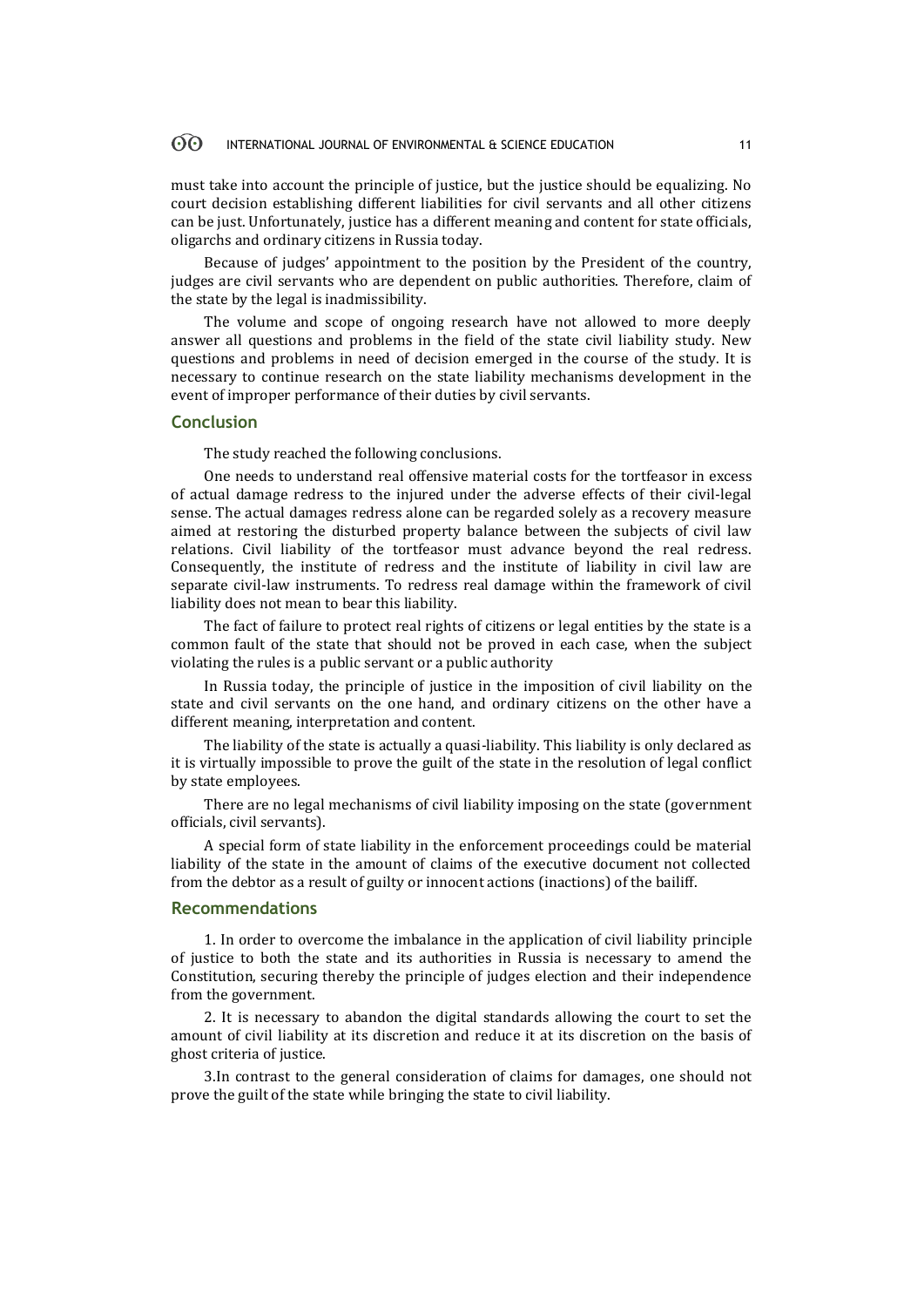must take into account the principle of justice, but the justice should be equalizing. No court decision establishing different liabilities for civil servants and all other citizens can be just. Unfortunately, justice has a different meaning and content for state officials, oligarchs and ordinary citizens in Russia today.

Because of judges' appointment to the position by the President of the country, judges are civil servants who are dependent on public authorities. Therefore, claim of the state by the legal is inadmissibility.

The volume and scope of ongoing research have not allowed to more deeply answer all questions and problems in the field of the state civil liability study. New questions and problems in need of decision emerged in the course of the study. It is necessary to continue research on the state liability mechanisms development in the event of improper performance of their duties by civil servants.

## Conclusion

The study reached the following conclusions.

One needs to understand real offensive material costs for the tortfeasor in excess of actual damage redress to the injured under the adverse effects of their civil-legal sense. The actual damages redress alone can be regarded solely as a recovery measure aimed at restoring the disturbed property balance between the subjects of civil law relations. Civil liability of the tortfeasor must advance beyond the real redress. Consequently, the institute of redress and the institute of liability in civil law are separate civil-law instruments. To redress real damage within the framework of civil liability does not mean to bear this liability.

The fact of failure to protect real rights of citizens or legal entities by the state is a common fault of the state that should not be proved in each case, when the subject violating the rules is a public servant or a public authority

In Russia today, the principle of justice in the imposition of civil liability on the state and civil servants on the one hand, and ordinary citizens on the other have a different meaning, interpretation and content.

The liability of the state is actually a quasi-liability. This liability is only declared as it is virtually impossible to prove the guilt of the state in the resolution of legal conflict by state employees.

There are no legal mechanisms of civil liability imposing on the state (government officials, civil servants).

A special form of state liability in the enforcement proceedings could be material liability of the state in the amount of claims of the executive document not collected from the debtor as a result of guilty or innocent actions (inactions) of the bailiff.

## Recommendations

1. In order to overcome the imbalance in the application of civil liability principle of justice to both the state and its authorities in Russia is necessary to amend the Constitution, securing thereby the principle of judges election and their independence from the government.

2. It is necessary to abandon the digital standards allowing the court to set the amount of civil liability at its discretion and reduce it at its discretion on the basis of ghost criteria of justice.

3.In contrast to the general consideration of claims for damages, one should not prove the guilt of the state while bringing the state to civil liability.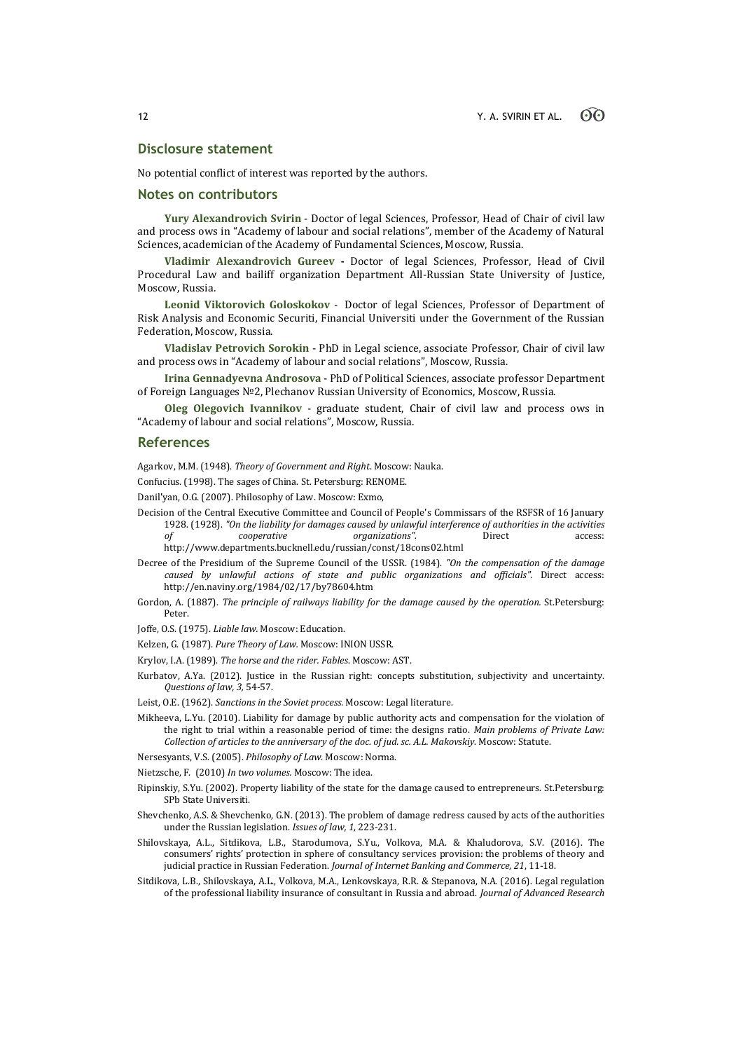## Disclosure statement

No potential conflict of interest was reported by the authors.

## Notes on contributors

**Yury Alexandrovich Svirin** - Doctor of legal Sciences, Professor, Head of Chair of civil law and process ows in "Academy of labour and social relations", member of the Academy of Natural Sciences, academician of the Academy of Fundamental Sciences, Moscow, Russia.

**Vladimir Alexandrovich Gureev -** Doctor of legal Sciences, Professor, Head of Civil Procedural Law and bailiff organization Department All-Russian State University of Justice, Moscow, Russia.

**Leonid Viktorovich Goloskokov** - Doctor of legal Sciences, Professor of Department of Risk Analysis and Economic Securiti, Financial Universiti under the Government of the Russian Federation, Moscow, Russia.

**Vladislav Petrovich Sorokin** - PhD in Legal science, associate Professor, Chair of civil law and process ows in "Academy of labour and social relations", Moscow, Russia.

**Irina Gennadyevna Androsova** - PhD of Political Sciences, associate professor Department of Foreign Languages №2, Plechanov Russian University of Economics, Moscow, Russia.

**Oleg Olegovich Ivannikov** - graduate student, Chair of civil law and process ows in "Academy of labour and social relations", Moscow, Russia.

## References

Agarkov, M.M. (1948). *Theory of Government and Right*. Moscow: Nauka.

Confucius. (1998). The sages of China. St. Petersburg: RENOME.

Danil'yan, O.G. (2007). Philosophy of Law. Moscow: Exmo,

Decision of the Central Executive Committee and Council of People's Commissars of the RSFSR of 16 January 1928. (1928). *"On the liability for damages caused by unlawful interference of authorities in the activities of cooperative organizations"*. Direct access: http://www.departments.bucknell.edu/russian/const/18cons02.html

Decree of the Presidium of the Supreme Council of the USSR. (1984). *"On the compensation of the damage caused by unlawful actions of state and public organizations and officials"*. Direct access: http://en.naviny.org/1984/02/17/by78604.htm

Gordon, A. (1887). *The principle of railways liability for the damage caused by the operation*. St.Petersburg: Peter.

Joffe, O.S. (1975). *Liable law*. Moscow: Education.

Kelzen, G. (1987). *Pure Theory of Law*. Moscow: INION USSR.

Krylov, I.A. (1989). *The horse and the rider. Fables*. Moscow: AST.

Kurbatov, A.Ya. (2012). Justice in the Russian right: concepts substitution, subjectivity and uncertainty. *Questions of law, 3,* 54-57.

Leist, O.E. (1962). *Sanctions in the Soviet process*. Moscow: Legal literature.

Mikheeva, L.Yu. (2010). Liability for damage by public authority acts and compensation for the violation of the right to trial within a reasonable period of time: the designs ratio. *Main problems of Private Law: Collection of articles to the anniversary of the doc. of jud. sc. A.L. Makovskiy*. Moscow: Statute.

Nersesyants, V.S. (2005). *Philosophy of Law*. Moscow: Norma.

Nietzsche, F. (2010) *In two volumes*. Moscow: The idea.

Ripinskiy, S.Yu. (2002). Property liability of the state for the damage caused to entrepreneurs. St.Petersburg: SPb State Universiti.

Shevchenko, A.S. & Shevchenko, G.N. (2013). The problem of damage redress caused by acts of the authorities under the Russian legislation. *Issues of law, 1,* 223-231.

Shilovskaya, A.L., Sitdikova, L.B., Starodumova, S.Yu., Volkova, M.A. & Khaludorova, S.V. (2016). The consumers' rights' protection in sphere of consultancy services provision: the problems of theory and judicial practice in Russian Federation. *Journal of Internet Banking and Commerce, 21*, 11-18.

Sitdikova, L.B., Shilovskaya, A.L., Volkova, M.A., Lenkovskaya, R.R. & Stepanova, N.A. (2016). Legal regulation of the professional liability insurance of consultant in Russia and abroad. *Journal of Advanced Research*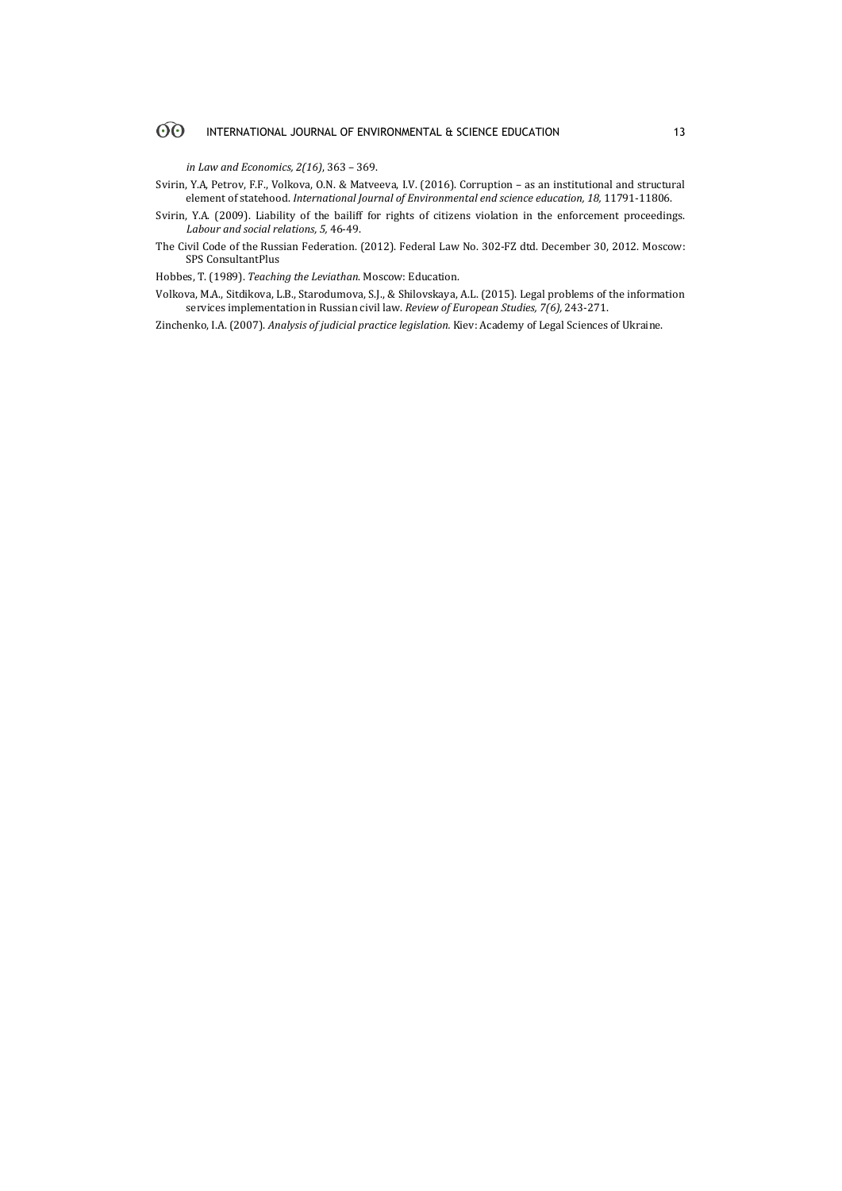*in Law and Economics, 2(16)*, 363 – 369.

Svirin, Y.A, Petrov, F.F., Volkova, O.N. & Matveeva, I.V. (2016). Corruption – as an institutional and structural element of statehood. *International Journal of Environmental end science education, 18,* 11791-11806.

Svirin, Y.A. (2009). Liability of the bailiff for rights of citizens violation in the enforcement proceedings. *Labour and social relations, 5,* 46-49.

The Civil Code of the Russian Federation. (2012). Federal Law No. 302-FZ dtd. December 30, 2012. Moscow: SPS ConsultantPlus

Hobbes, T. (1989). *Teaching the Leviathan.* Moscow: Education.

Volkova, M.A., Sitdikova, L.B., Starodumova, S.J., & Shilovskaya, A.L. (2015). Legal problems of the information services implementation in Russian civil law. *Review of European Studies, 7(6),* 243-271.

Zinchenko, I.A. (2007). *Analysis of judicial practice legislation.* Kiev: Academy of Legal Sciences of Ukraine.